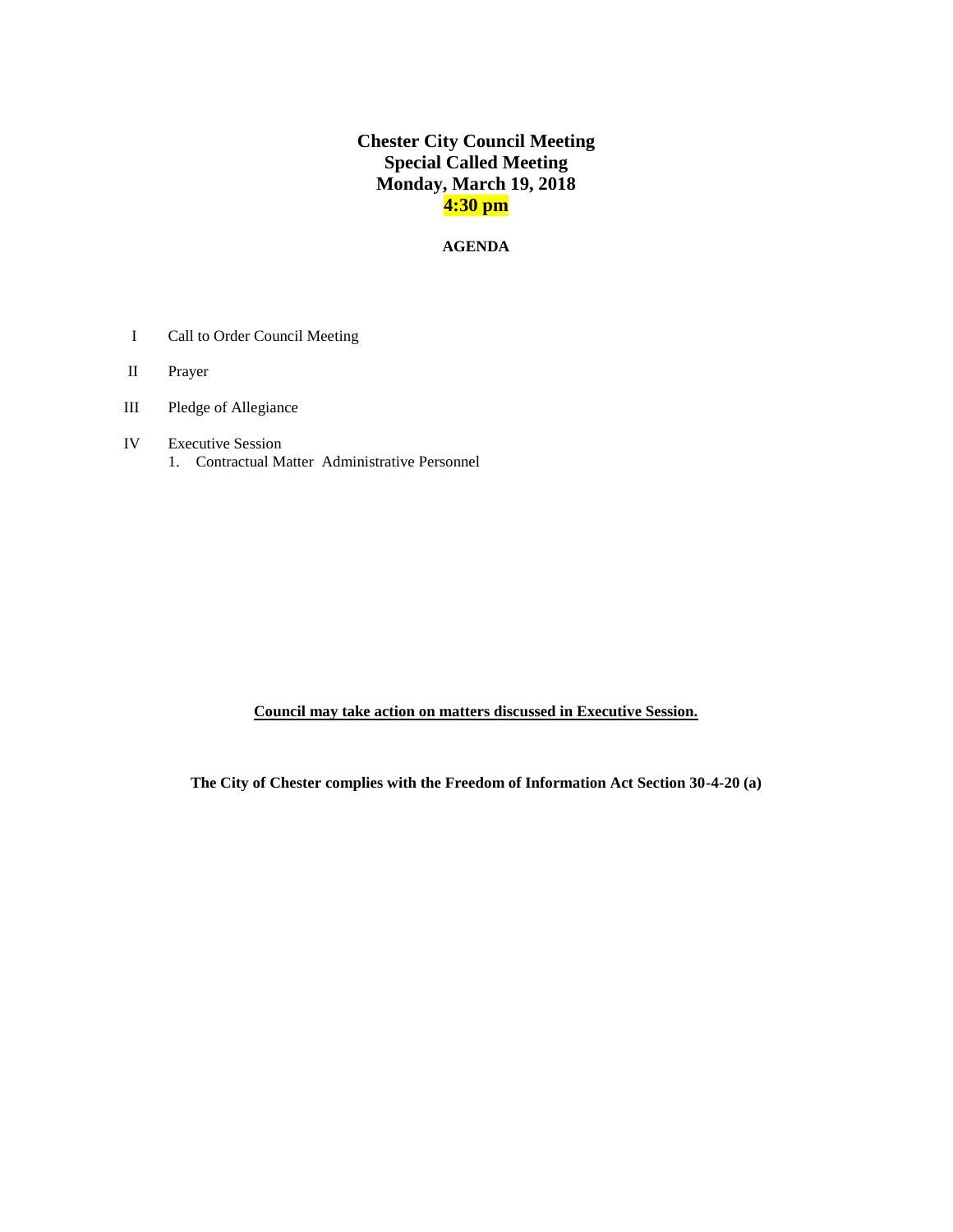# Chester City Council Meeting
# Special Called Meeting
# Monday, March 19, 2018
# 4:30 pm

**AGENDA**

I Call to Order Council Meeting

II Prayer

III Pledge of Allegiance

IV Executive Session
  1. Contractual Matter Administrative Personnel

**Council may take action on matters discussed in Executive Session.**

**The City of Chester complies with the Freedom of Information Act Section 30-4-20 (a)**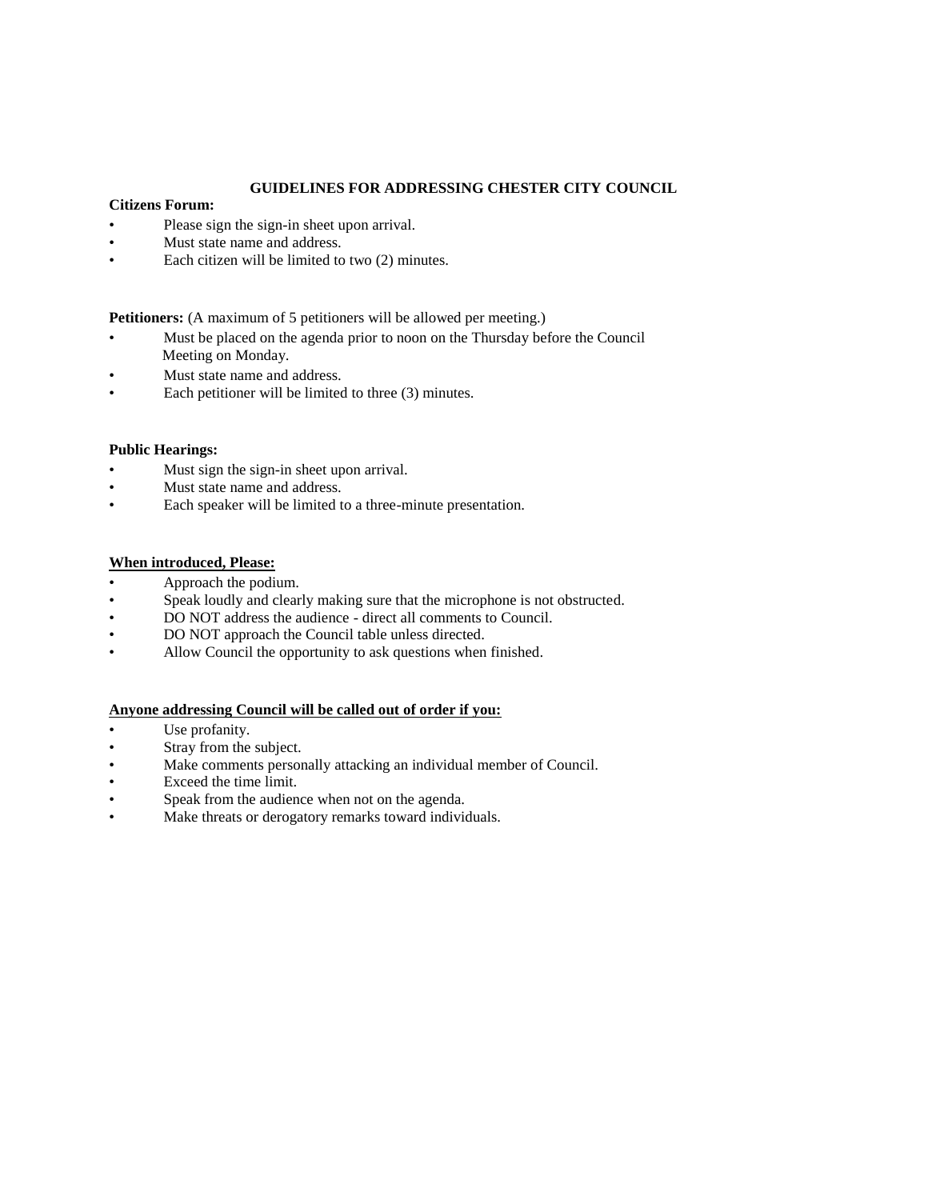## GUIDELINES FOR ADDRESSING CHESTER CITY COUNCIL

**Citizens Forum:**

- Please sign the sign-in sheet upon arrival.
- Must state name and address.
- Each citizen will be limited to two (2) minutes.

**Petitioners:** (A maximum of 5 petitioners will be allowed per meeting.)

- Must be placed on the agenda prior to noon on the Thursday before the Council Meeting on Monday.
- Must state name and address.
- Each petitioner will be limited to three (3) minutes.

**Public Hearings:**

- Must sign the sign-in sheet upon arrival.
- Must state name and address.
- Each speaker will be limited to a three-minute presentation.

**When introduced, Please:**

- Approach the podium.
- Speak loudly and clearly making sure that the microphone is not obstructed.
- DO NOT address the audience - direct all comments to Council.
- DO NOT approach the Council table unless directed.
- Allow Council the opportunity to ask questions when finished.

**Anyone addressing Council will be called out of order if you:**

- Use profanity.
- Stray from the subject.
- Make comments personally attacking an individual member of Council.
- Exceed the time limit.
- Speak from the audience when not on the agenda.
- Make threats or derogatory remarks toward individuals.